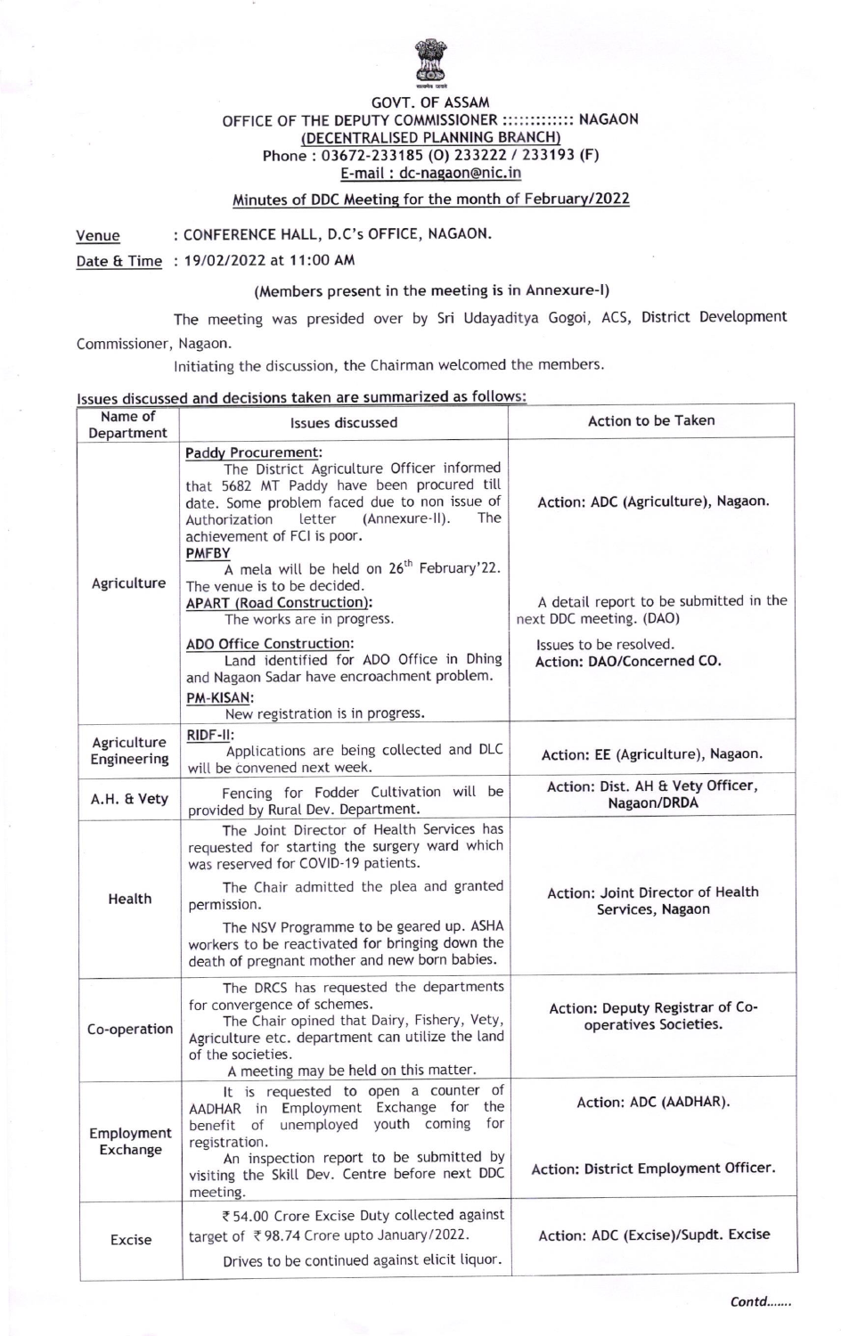**GOVT. OF ASSAM**
**OFFICE OF THE DEPUTY COMMISSIONER :::::::::::: NAGAON**
**(DECENTRALISED PLANNING BRANCH)**
**Phone : 03672-233185 (O) 233222 / 233193 (F)**
**E-mail : dc-nagaon@nic.in**

## Minutes of DDC Meeting for the month of February/2022

**Venue** : CONFERENCE HALL, D.C's OFFICE, NAGAON.

**Date & Time** : 19/02/2022 at 11:00 AM

(Members present in the meeting is in Annexure-I)

The meeting was presided over by Sri Udayaditya Gogoi, ACS, District Development Commissioner, Nagaon.

Initiating the discussion, the Chairman welcomed the members.

**Issues discussed and decisions taken are summarized as follows:**

| Name of Department | Issues discussed | Action to be Taken |
|---|---|---|
| Agriculture | **Paddy Procurement:** The District Agriculture Officer informed that 5682 MT Paddy have been procured till date. Some problem faced due to non issue of Authorization letter (Annexure-II). The achievement of FCI is poor.<br>**PMFBY**<br>A mela will be held on 26th February'22. The venue is to be decided.<br>**APART (Road Construction):**<br>The works are in progress.<br>**ADO Office Construction:**<br>Land identified for ADO Office in Dhing and Nagaon Sadar have encroachment problem.<br>**PM-KISAN:**<br>New registration is in progress. | **Action: ADC (Agriculture), Nagaon.**<br><br>A detail report to be submitted in the next DDC meeting. (DAO)<br><br>Issues to be resolved.<br>**Action: DAO/Concerned CO.** |
| Agriculture Engineering | **RIDF-II:**<br>Applications are being collected and DLC will be convened next week. | **Action: EE (Agriculture), Nagaon.** |
| A.H. & Vety | Fencing for Fodder Cultivation will be provided by Rural Dev. Department. | **Action: Dist. AH & Vety Officer, Nagaon/DRDA** |
| Health | The Joint Director of Health Services has requested for starting the surgery ward which was reserved for COVID-19 patients.<br>The Chair admitted the plea and granted permission.<br>The NSV Programme to be geared up. ASHA workers to be reactivated for bringing down the death of pregnant mother and new born babies. | **Action: Joint Director of Health Services, Nagaon** |
| Co-operation | The DRCS has requested the departments for convergence of schemes.<br>The Chair opined that Dairy, Fishery, Vety, Agriculture etc. department can utilize the land of the societies.<br>A meeting may be held on this matter. | **Action: Deputy Registrar of Co-operatives Societies.** |
| Employment Exchange | It is requested to open a counter of AADHAR in Employment Exchange for the benefit of unemployed youth coming for registration.<br>An inspection report to be submitted by visiting the Skill Dev. Centre before next DDC meeting. | **Action: ADC (AADHAR).**<br><br>**Action: District Employment Officer.** |
| Excise | ₹ 54.00 Crore Excise Duty collected against target of ₹ 98.74 Crore upto January/2022.<br>Drives to be continued against elicit liquor. | **Action: ADC (Excise)/Supdt. Excise** |

*Contd.......*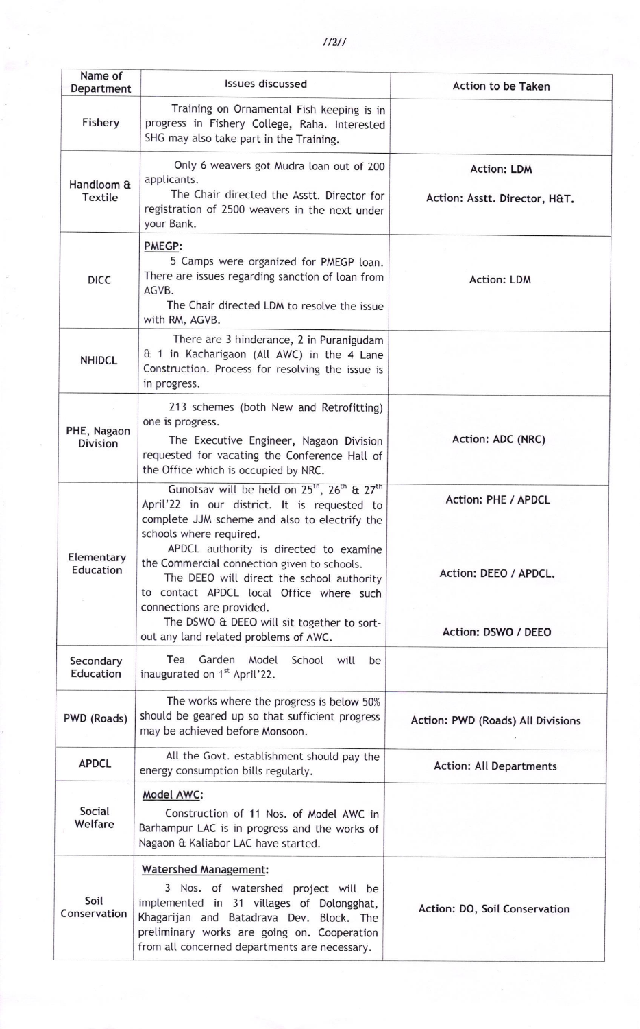| Name of Department | Issues discussed | Action to be Taken |
|---|---|---|
| Fishery | Training on Ornamental Fish keeping is in progress in Fishery College, Raha. Interested SHG may also take part in the Training. | |
| Handloom & Textile | Only 6 weavers got Mudra loan out of 200 applicants.<br>The Chair directed the Asstt. Director for registration of 2500 weavers in the next under your Bank. | **Action: LDM**<br><br>**Action: Asstt. Director, H&T.** |
| DICC | **PMEGP:**<br>5 Camps were organized for PMEGP loan. There are issues regarding sanction of loan from AGVB.<br>The Chair directed LDM to resolve the issue with RM, AGVB. | **Action: LDM** |
| NHIDCL | There are 3 hinderance, 2 in Puranigudam & 1 in Kacharigaon (All AWC) in the 4 Lane Construction. Process for resolving the issue is in progress. | |
| PHE, Nagaon Division | 213 schemes (both New and Retrofitting) one is progress.<br>The Executive Engineer, Nagaon Division requested for vacating the Conference Hall of the Office which is occupied by NRC. | **Action: ADC (NRC)** |
| Elementary Education | Gunotsav will be held on 25th, 26th & 27th April'22 in our district. It is requested to complete JJM scheme and also to electrify the schools where required.<br>APDCL authority is directed to examine the Commercial connection given to schools.<br>The DEEO will direct the school authority to contact APDCL local Office where such connections are provided.<br>The DSWO & DEEO will sit together to sort-out any land related problems of AWC. | **Action: PHE / APDCL**<br><br>**Action: DEEO / APDCL.**<br><br>**Action: DSWO / DEEO** |
| Secondary Education | Tea Garden Model School will be inaugurated on 1st April'22. | |
| PWD (Roads) | The works where the progress is below 50% should be geared up so that sufficient progress may be achieved before Monsoon. | **Action: PWD (Roads) All Divisions** |
| APDCL | All the Govt. establishment should pay the energy consumption bills regularly. | **Action: All Departments** |
| Social Welfare | **Model AWC:**<br>Construction of 11 Nos. of Model AWC in Barhampur LAC is in progress and the works of Nagaon & Kaliabor LAC have started. | |
| Soil Conservation | **Watershed Management:**<br>3 Nos. of watershed project will be implemented in 31 villages of Dolongghat, Khagarijan and Batadrava Dev. Block. The preliminary works are going on. Cooperation from all concerned departments are necessary. | **Action: DO, Soil Conservation** |